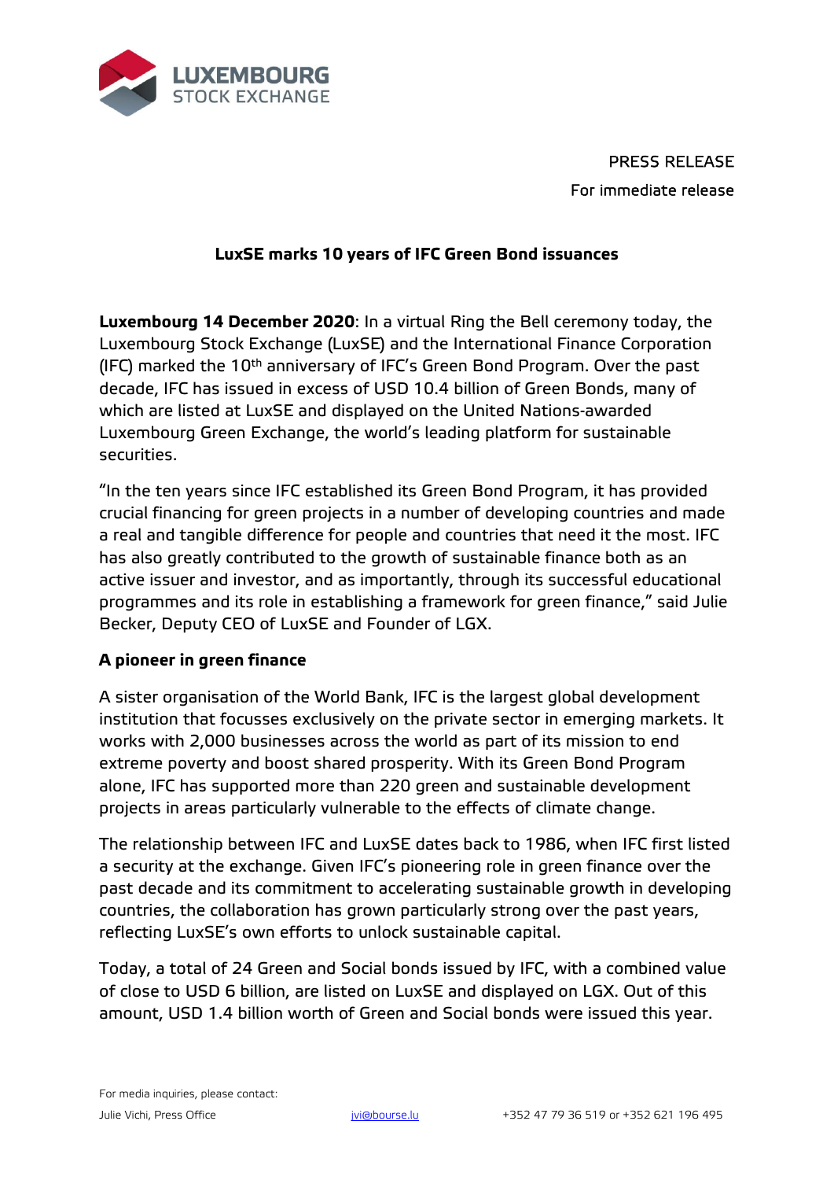PRESS RELEASE

For immediate release

# LuxSE marks 10 years of IFC Green Bond issuances

**Luxembourg 14 December 2020**: In a virtual Ring the Bell ceremony today, the Luxembourg Stock Exchange (LuxSE) and the International Finance Corporation (IFC) marked the 10th anniversary of IFC's Green Bond Program. Over the past decade, IFC has issued in excess of USD 10.4 billion of Green Bonds, many of which are listed at LuxSE and displayed on the United Nations-awarded Luxembourg Green Exchange, the world's leading platform for sustainable securities.

"In the ten years since IFC established its Green Bond Program, it has provided crucial financing for green projects in a number of developing countries and made a real and tangible difference for people and countries that need it the most. IFC has also greatly contributed to the growth of sustainable finance both as an active issuer and investor, and as importantly, through its successful educational programmes and its role in establishing a framework for green finance," said Julie Becker, Deputy CEO of LuxSE and Founder of LGX.

## A pioneer in green finance

A sister organisation of the World Bank, IFC is the largest global development institution that focusses exclusively on the private sector in emerging markets. It works with 2,000 businesses across the world as part of its mission to end extreme poverty and boost shared prosperity. With its Green Bond Program alone, IFC has supported more than 220 green and sustainable development projects in areas particularly vulnerable to the effects of climate change.

The relationship between IFC and LuxSE dates back to 1986, when IFC first listed a security at the exchange. Given IFC's pioneering role in green finance over the past decade and its commitment to accelerating sustainable growth in developing countries, the collaboration has grown particularly strong over the past years, reflecting LuxSE's own efforts to unlock sustainable capital.

Today, a total of 24 Green and Social bonds issued by IFC, with a combined value of close to USD 6 billion, are listed on LuxSE and displayed on LGX. Out of this amount, USD 1.4 billion worth of Green and Social bonds were issued this year.

For media inquiries, please contact:

Julie Vichi, Press Office jvi@bourse.lu +352 47 79 36 519 or +352 621 196 495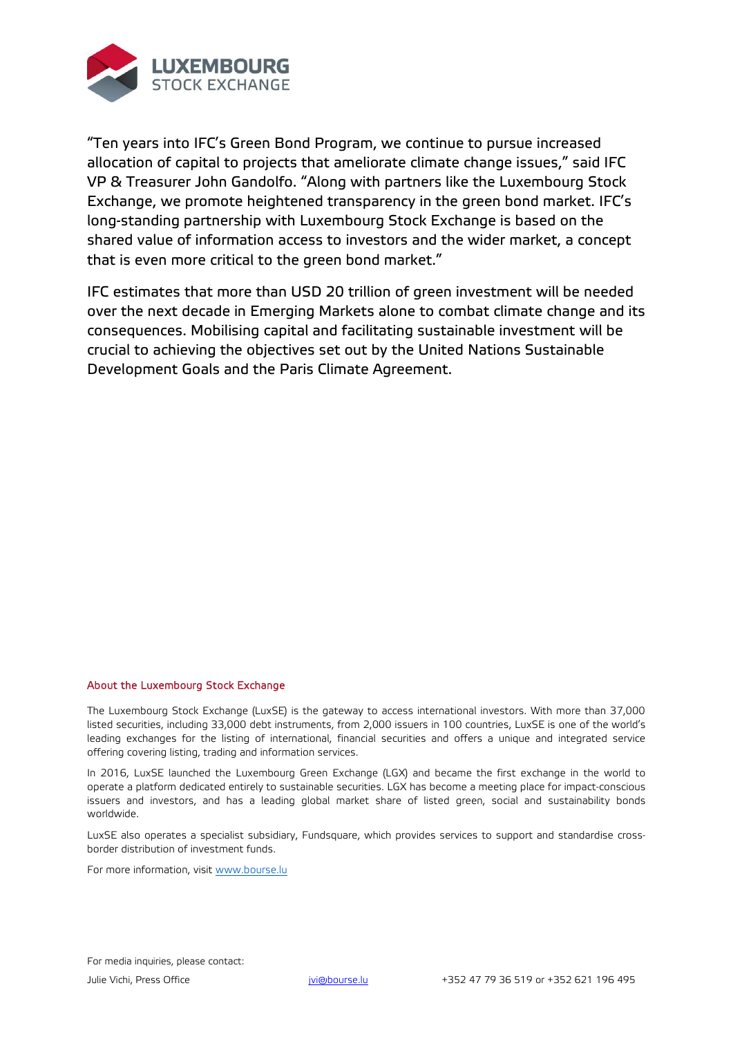"Ten years into IFC's Green Bond Program, we continue to pursue increased allocation of capital to projects that ameliorate climate change issues," said IFC VP & Treasurer John Gandolfo. "Along with partners like the Luxembourg Stock Exchange, we promote heightened transparency in the green bond market. IFC's long-standing partnership with Luxembourg Stock Exchange is based on the shared value of information access to investors and the wider market, a concept that is even more critical to the green bond market."

IFC estimates that more than USD 20 trillion of green investment will be needed over the next decade in Emerging Markets alone to combat climate change and its consequences. Mobilising capital and facilitating sustainable investment will be crucial to achieving the objectives set out by the United Nations Sustainable Development Goals and the Paris Climate Agreement.

### About the Luxembourg Stock Exchange

The Luxembourg Stock Exchange (LuxSE) is the gateway to access international investors. With more than 37,000 listed securities, including 33,000 debt instruments, from 2,000 issuers in 100 countries, LuxSE is one of the world's leading exchanges for the listing of international, financial securities and offers a unique and integrated service offering covering listing, trading and information services.

In 2016, LuxSE launched the Luxembourg Green Exchange (LGX) and became the first exchange in the world to operate a platform dedicated entirely to sustainable securities. LGX has become a meeting place for impact-conscious issuers and investors, and has a leading global market share of listed green, social and sustainability bonds worldwide.

LuxSE also operates a specialist subsidiary, Fundsquare, which provides services to support and standardise cross-border distribution of investment funds.

For more information, visit [www.bourse.lu](http://www.bourse.lu)

For media inquiries, please contact:

Julie Vichi, Press Office jvi@bourse.lu +352 47 79 36 519 or +352 621 196 495